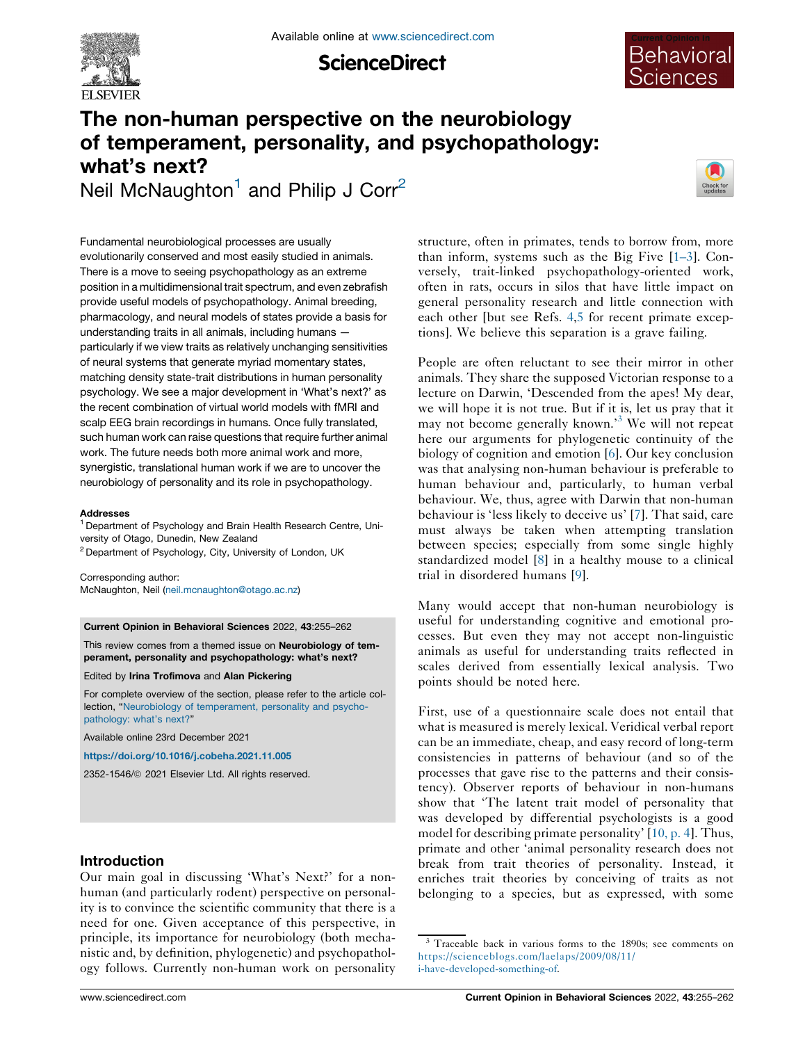# The non-human perspective on the neurobiology of temperament, personality, and psychopathology: what's next?

Neil McNaughton[1] and Philip J Corr[2]

Fundamental neurobiological processes are usually evolutionarily conserved and most easily studied in animals. There is a move to seeing psychopathology as an extreme position in a multidimensional trait spectrum, and even zebrafish provide useful models of psychopathology. Animal breeding, pharmacology, and neural models of states provide a basis for understanding traits in all animals, including humans — particularly if we view traits as relatively unchanging sensitivities of neural systems that generate myriad momentary states, matching density state-trait distributions in human personality psychology. We see a major development in 'What's next?' as the recent combination of virtual world models with fMRI and scalp EEG brain recordings in humans. Once fully translated, such human work can raise questions that require further animal work. The future needs both more animal work and more, synergistic, translational human work if we are to uncover the neurobiology of personality and its role in psychopathology.

**Addresses**

[1] Department of Psychology and Brain Health Research Centre, University of Otago, Dunedin, New Zealand

[2] Department of Psychology, City, University of London, UK

Corresponding author:
McNaughton, Neil (neil.mcnaughton@otago.ac.nz)

**Current Opinion in Behavioral Sciences** 2022, **43**:255–262

This review comes from a themed issue on **Neurobiology of temperament, personality and psychopathology: what's next?**

Edited by **Irina Trofimova** and **Alan Pickering**

For complete overview of the section, please refer to the article collection, "Neurobiology of temperament, personality and psychopathology: what's next?"

Available online 23rd December 2021

https://doi.org/10.1016/j.cobeha.2021.11.005

2352-1546/© 2021 Elsevier Ltd. All rights reserved.

## Introduction

Our main goal in discussing 'What's Next?' for a non-human (and particularly rodent) perspective on personality is to convince the scientific community that there is a need for one. Given acceptance of this perspective, in principle, its importance for neurobiology (both mechanistic and, by definition, phylogenetic) and psychopathology follows. Currently non-human work on personality structure, often in primates, tends to borrow from, more than inform, systems such as the Big Five [1–3]. Conversely, trait-linked psychopathology-oriented work, often in rats, occurs in silos that have little impact on general personality research and little connection with each other [but see Refs. 4,5 for recent primate exceptions]. We believe this separation is a grave failing.

People are often reluctant to see their mirror in other animals. They share the supposed Victorian response to a lecture on Darwin, 'Descended from the apes! My dear, we will hope it is not true. But if it is, let us pray that it may not become generally known.'[3] We will not repeat here our arguments for phylogenetic continuity of the biology of cognition and emotion [6]. Our key conclusion was that analysing non-human behaviour is preferable to human behaviour and, particularly, to human verbal behaviour. We, thus, agree with Darwin that non-human behaviour is 'less likely to deceive us' [7]. That said, care must always be taken when attempting translation between species; especially from some single highly standardized model [8] in a healthy mouse to a clinical trial in disordered humans [9].

Many would accept that non-human neurobiology is useful for understanding cognitive and emotional processes. But even they may not accept non-linguistic animals as useful for understanding traits reflected in scales derived from essentially lexical analysis. Two points should be noted here.

First, use of a questionnaire scale does not entail that what is measured is merely lexical. Veridical verbal report can be an immediate, cheap, and easy record of long-term consistencies in patterns of behaviour (and so of the processes that gave rise to the patterns and their consistency). Observer reports of behaviour in non-humans show that 'The latent trait model of personality that was developed by differential psychologists is a good model for describing primate personality' [10, p. 4]. Thus, primate and other 'animal personality research does not break from trait theories of personality. Instead, it enriches trait theories by conceiving of traits as not belonging to a species, but as expressed, with some

[3] Traceable back in various forms to the 1890s; see comments on https://scienceblogs.com/laelaps/2009/08/11/i-have-developed-something-of.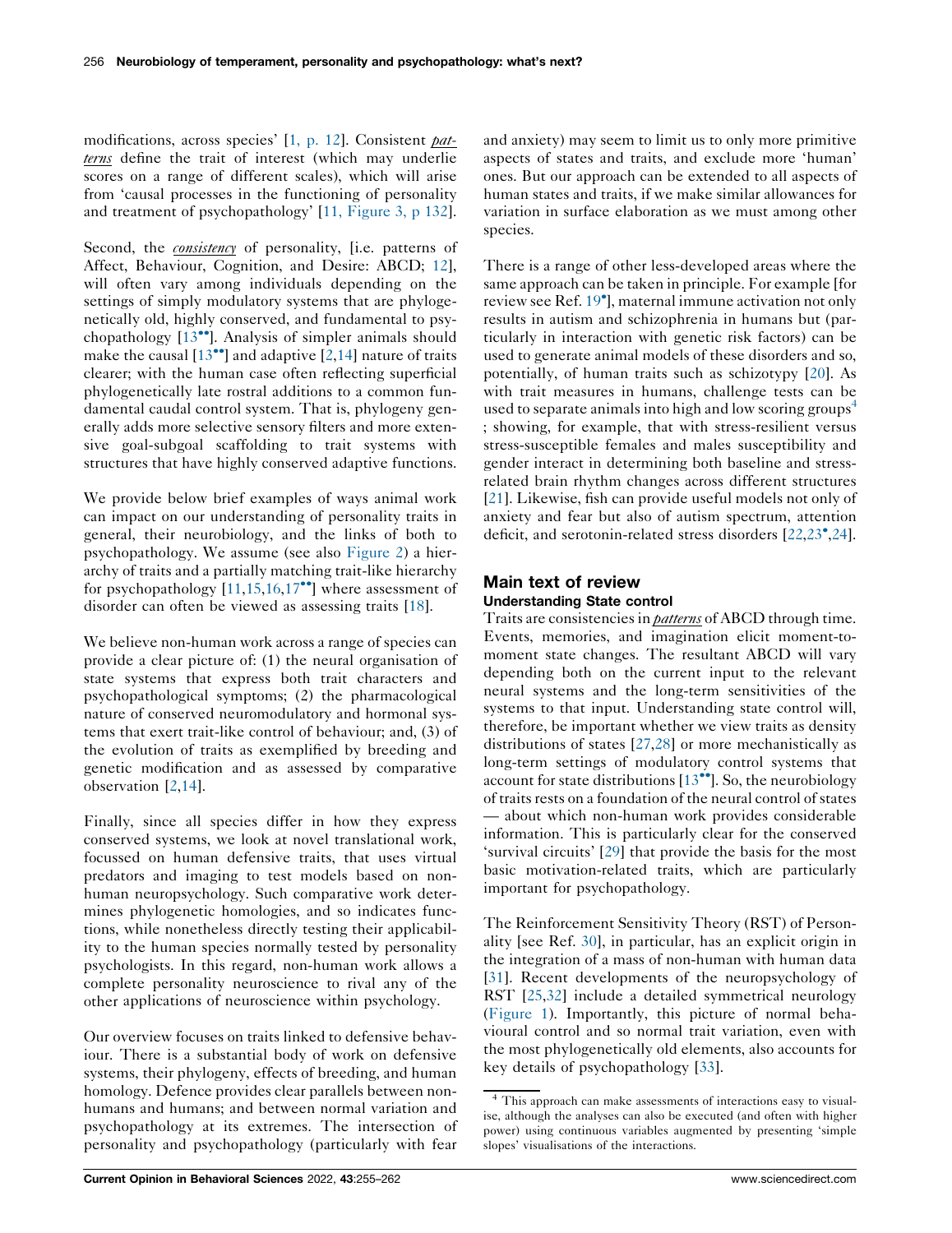modifications, across species' [1, p. 12]. Consistent _patterns_ define the trait of interest (which may underlie scores on a range of different scales), which will arise from 'causal processes in the functioning of personality and treatment of psychopathology' [11, Figure 3, p 132].

Second, the _consistency_ of personality, [i.e. patterns of Affect, Behaviour, Cognition, and Desire: ABCD; 12], will often vary among individuals depending on the settings of simply modulatory systems that are phylogenetically old, highly conserved, and fundamental to psychopathology [13••]. Analysis of simpler animals should make the causal [13••] and adaptive [2,14] nature of traits clearer; with the human case often reflecting superficial phylogenetically late rostral additions to a common fundamental caudal control system. That is, phylogeny generally adds more selective sensory filters and more extensive goal-subgoal scaffolding to trait systems with structures that have highly conserved adaptive functions.

We provide below brief examples of ways animal work can impact on our understanding of personality traits in general, their neurobiology, and the links of both to psychopathology. We assume (see also Figure 2) a hierarchy of traits and a partially matching trait-like hierarchy for psychopathology [11,15,16,17••] where assessment of disorder can often be viewed as assessing traits [18].

We believe non-human work across a range of species can provide a clear picture of: (1) the neural organisation of state systems that express both trait characters and psychopathological symptoms; (2) the pharmacological nature of conserved neuromodulatory and hormonal systems that exert trait-like control of behaviour; and, (3) of the evolution of traits as exemplified by breeding and genetic modification and as assessed by comparative observation [2,14].

Finally, since all species differ in how they express conserved systems, we look at novel translational work, focussed on human defensive traits, that uses virtual predators and imaging to test models based on non-human neuropsychology. Such comparative work determines phylogenetic homologies, and so indicates functions, while nonetheless directly testing their applicability to the human species normally tested by personality psychologists. In this regard, non-human work allows a complete personality neuroscience to rival any of the other applications of neuroscience within psychology.

Our overview focuses on traits linked to defensive behaviour. There is a substantial body of work on defensive systems, their phylogeny, effects of breeding, and human homology. Defence provides clear parallels between non-humans and humans; and between normal variation and psychopathology at its extremes. The intersection of personality and psychopathology (particularly with fear and anxiety) may seem to limit us to only more primitive aspects of states and traits, and exclude more 'human' ones. But our approach can be extended to all aspects of human states and traits, if we make similar allowances for variation in surface elaboration as we must among other species.

There is a range of other less-developed areas where the same approach can be taken in principle. For example [for review see Ref. 19•], maternal immune activation not only results in autism and schizophrenia in humans but (particularly in interaction with genetic risk factors) can be used to generate animal models of these disorders and so, potentially, of human traits such as schizotypy [20]. As with trait measures in humans, challenge tests can be used to separate animals into high and low scoring groups[4]; showing, for example, that with stress-resilient versus stress-susceptible females and males susceptibility and gender interact in determining both baseline and stress-related brain rhythm changes across different structures [21]. Likewise, fish can provide useful models not only of anxiety and fear but also of autism spectrum, attention deficit, and serotonin-related stress disorders [22,23•,24].

## Main text of review

### Understanding State control

Traits are consistencies in _patterns_ of ABCD through time. Events, memories, and imagination elicit moment-to-moment state changes. The resultant ABCD will vary depending both on the current input to the relevant neural systems and the long-term sensitivities of the systems to that input. Understanding state control will, therefore, be important whether we view traits as density distributions of states [27,28] or more mechanistically as long-term settings of modulatory control systems that account for state distributions [13••]. So, the neurobiology of traits rests on a foundation of the neural control of states — about which non-human work provides considerable information. This is particularly clear for the conserved 'survival circuits' [29] that provide the basis for the most basic motivation-related traits, which are particularly important for psychopathology.

The Reinforcement Sensitivity Theory (RST) of Personality [see Ref. 30], in particular, has an explicit origin in the integration of a mass of non-human with human data [31]. Recent developments of the neuropsychology of RST [25,32] include a detailed symmetrical neurology (Figure 1). Importantly, this picture of normal behavioural control and so normal trait variation, even with the most phylogenetically old elements, also accounts for key details of psychopathology [33].

[4] This approach can make assessments of interactions easy to visualise, although the analyses can also be executed (and often with higher power) using continuous variables augmented by presenting 'simple slopes' visualisations of the interactions.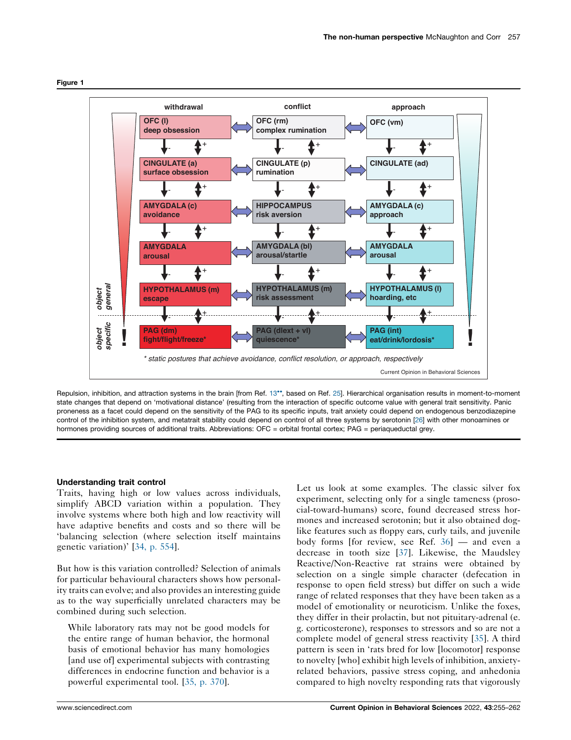**Figure 1**

| | withdrawal | conflict | approach |
|---|---|---|---|
| | OFC (l) deep obsession | OFC (rm) complex rumination | OFC (vm) |
| | CINGULATE (a) surface obsession | CINGULATE (p) rumination | CINGULATE (ad) |
| | AMYGDALA (c) avoidance | HIPPOCAMPUS risk aversion | AMYGDALA (c) approach |
| | AMYGDALA arousal | AMYGDALA (bl) arousal/startle | AMYGDALA arousal |
| object general | HYPOTHALAMUS (m) escape | HYPOTHALAMUS (m) risk assessment | HYPOTHALAMUS (l) hoarding, etc |
| object specific | PAG (dm) fight/flight/freeze* | PAG (dlext + vl) quiescence* | PAG (int) eat/drink/lordosis* |

\* static postures that achieve avoidance, conflict resolution, or approach, respectively

Current Opinion in Behavioral Sciences

Repulsion, inhibition, and attraction systems in the brain [from Ref. 13••, based on Ref. 25]. Hierarchical organisation results in moment-to-moment state changes that depend on 'motivational distance' (resulting from the interaction of specific outcome value with general trait sensitivity. Panic proneness as a facet could depend on the sensitivity of the PAG to its specific inputs, trait anxiety could depend on endogenous benzodiazepine control of the inhibition system, and metatrait stability could depend on control of all three systems by serotonin [26] with other monoamines or hormones providing sources of additional traits. Abbreviations: OFC = orbital frontal cortex; PAG = periaqueductal grey.

## Understanding trait control

Traits, having high or low values across individuals, simplify ABCD variation within a population. They involve systems where both high and low reactivity will have adaptive benefits and costs and so there will be 'balancing selection (where selection itself maintains genetic variation)' [34, p. 554].

But how is this variation controlled? Selection of animals for particular behavioural characters shows how personality traits can evolve; and also provides an interesting guide as to the way superficially unrelated characters may be combined during such selection.

> While laboratory rats may not be good models for the entire range of human behavior, the hormonal basis of emotional behavior has many homologies [and use of] experimental subjects with contrasting differences in endocrine function and behavior is a powerful experimental tool. [35, p. 370].

Let us look at some examples. The classic silver fox experiment, selecting only for a single tameness (prosocial-toward-humans) score, found decreased stress hormones and increased serotonin; but it also obtained dog-like features such as floppy ears, curly tails, and juvenile body forms [for review, see Ref. 36] — and even a decrease in tooth size [37]. Likewise, the Maudsley Reactive/Non-Reactive rat strains were obtained by selection on a single simple character (defecation in response to open field stress) but differ on such a wide range of related responses that they have been taken as a model of emotionality or neuroticism. Unlike the foxes, they differ in their prolactin, but not pituitary-adrenal (e.g. corticosterone), responses to stressors and so are not a complete model of general stress reactivity [35]. A third pattern is seen in 'rats bred for low [locomotor] response to novelty [who] exhibit high levels of inhibition, anxiety-related behaviors, passive stress coping, and anhedonia compared to high novelty responding rats that vigorously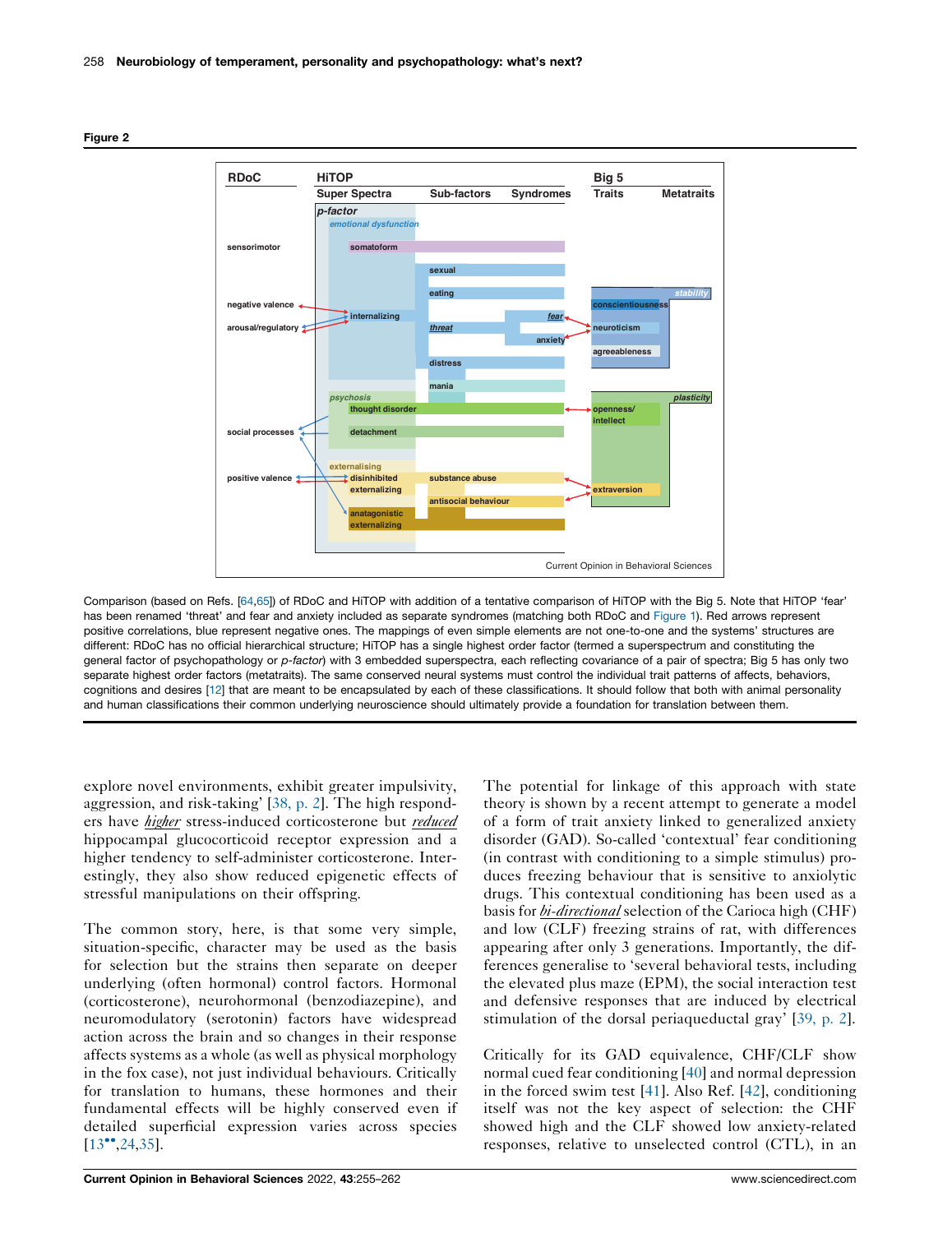**Figure 2**

Comparison (based on Refs. [64,65]) of RDoC and HiTOP with addition of a tentative comparison of HiTOP with the Big 5. Note that HiTOP 'fear' has been renamed 'threat' and fear and anxiety included as separate syndromes (matching both RDoC and Figure 1). Red arrows represent positive correlations, blue represent negative ones. The mappings of even simple elements are not one-to-one and the systems' structures are different: RDoC has no official hierarchical structure; HiTOP has a single highest order factor (termed a superspectrum and constituting the general factor of psychopathology or *p-factor*) with 3 embedded superspectra, each reflecting covariance of a pair of spectra; Big 5 has only two separate highest order factors (metatraits). The same conserved neural systems must control the individual trait patterns of affects, behaviors, cognitions and desires [12] that are meant to be encapsulated by each of these classifications. It should follow that both with animal personality and human classifications their common underlying neuroscience should ultimately provide a foundation for translation between them.

explore novel environments, exhibit greater impulsivity, aggression, and risk-taking' [38, p. 2]. The high responders have *higher* stress-induced corticosterone but *reduced* hippocampal glucocorticoid receptor expression and a higher tendency to self-administer corticosterone. Interestingly, they also show reduced epigenetic effects of stressful manipulations on their offspring.

The common story, here, is that some very simple, situation-specific, character may be used as the basis for selection but the strains then separate on deeper underlying (often hormonal) control factors. Hormonal (corticosterone), neurohormonal (benzodiazepine), and neuromodulatory (serotonin) factors have widespread action across the brain and so changes in their response affects systems as a whole (as well as physical morphology in the fox case), not just individual behaviours. Critically for translation to humans, these hormones and their fundamental effects will be highly conserved even if detailed superficial expression varies across species [13••,24,35].

The potential for linkage of this approach with state theory is shown by a recent attempt to generate a model of a form of trait anxiety linked to generalized anxiety disorder (GAD). So-called 'contextual' fear conditioning (in contrast with conditioning to a simple stimulus) produces freezing behaviour that is sensitive to anxiolytic drugs. This contextual conditioning has been used as a basis for *bi-directional* selection of the Carioca high (CHF) and low (CLF) freezing strains of rat, with differences appearing after only 3 generations. Importantly, the differences generalise to 'several behavioral tests, including the elevated plus maze (EPM), the social interaction test and defensive responses that are induced by electrical stimulation of the dorsal periaqueductal gray' [39, p. 2].

Critically for its GAD equivalence, CHF/CLF show normal cued fear conditioning [40] and normal depression in the forced swim test [41]. Also Ref. [42], conditioning itself was not the key aspect of selection: the CHF showed high and the CLF showed low anxiety-related responses, relative to unselected control (CTL), in an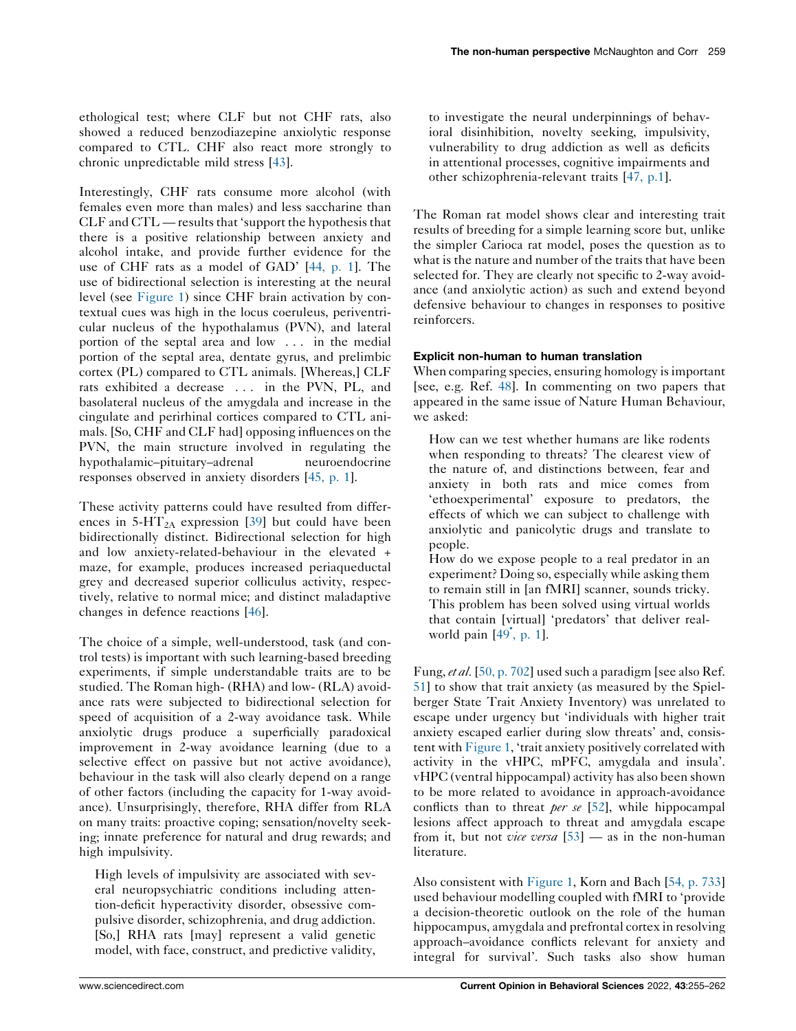ethological test; where CLF but not CHF rats, also showed a reduced benzodiazepine anxiolytic response compared to CTL. CHF also react more strongly to chronic unpredictable mild stress [43].

Interestingly, CHF rats consume more alcohol (with females even more than males) and less saccharine than CLF and CTL — results that 'support the hypothesis that there is a positive relationship between anxiety and alcohol intake, and provide further evidence for the use of CHF rats as a model of GAD' [44, p. 1]. The use of bidirectional selection is interesting at the neural level (see Figure 1) since CHF brain activation by contextual cues was high in the locus coeruleus, periventricular nucleus of the hypothalamus (PVN), and lateral portion of the septal area and low . . . in the medial portion of the septal area, dentate gyrus, and prelimbic cortex (PL) compared to CTL animals. [Whereas,] CLF rats exhibited a decrease . . . in the PVN, PL, and basolateral nucleus of the amygdala and increase in the cingulate and perirhinal cortices compared to CTL animals. [So, CHF and CLF had] opposing influences on the PVN, the main structure involved in regulating the hypothalamic–pituitary–adrenal neuroendocrine responses observed in anxiety disorders [45, p. 1].

These activity patterns could have resulted from differences in $5\text{-HT}_{2A}$ expression [39] but could have been bidirectionally distinct. Bidirectional selection for high and low anxiety-related-behaviour in the elevated + maze, for example, produces increased periaqueductal grey and decreased superior colliculus activity, respectively, relative to normal mice; and distinct maladaptive changes in defence reactions [46].

The choice of a simple, well-understood, task (and control tests) is important with such learning-based breeding experiments, if simple understandable traits are to be studied. The Roman high- (RHA) and low- (RLA) avoidance rats were subjected to bidirectional selection for speed of acquisition of a 2-way avoidance task. While anxiolytic drugs produce a superficially paradoxical improvement in 2-way avoidance learning (due to a selective effect on passive but not active avoidance), behaviour in the task will also clearly depend on a range of other factors (including the capacity for 1-way avoidance). Unsurprisingly, therefore, RHA differ from RLA on many traits: proactive coping; sensation/novelty seeking; innate preference for natural and drug rewards; and high impulsivity.

> High levels of impulsivity are associated with several neuropsychiatric conditions including attention-deficit hyperactivity disorder, obsessive compulsive disorder, schizophrenia, and drug addiction. [So,] RHA rats [may] represent a valid genetic model, with face, construct, and predictive validity, to investigate the neural underpinnings of behavioral disinhibition, novelty seeking, impulsivity, vulnerability to drug addiction as well as deficits in attentional processes, cognitive impairments and other schizophrenia-relevant traits [47, p.1].

The Roman rat model shows clear and interesting trait results of breeding for a simple learning score but, unlike the simpler Carioca rat model, poses the question as to what is the nature and number of the traits that have been selected for. They are clearly not specific to 2-way avoidance (and anxiolytic action) as such and extend beyond defensive behaviour to changes in responses to positive reinforcers.

### Explicit non-human to human translation

When comparing species, ensuring homology is important [see, e.g. Ref. 48]. In commenting on two papers that appeared in the same issue of Nature Human Behaviour, we asked:

> How can we test whether humans are like rodents when responding to threats? The clearest view of the nature of, and distinctions between, fear and anxiety in both rats and mice comes from 'ethoexperimental' exposure to predators, the effects of which we can subject to challenge with anxiolytic and panicolytic drugs and translate to people.
>
> How do we expose people to a real predator in an experiment? Doing so, especially while asking them to remain still in [an fMRI] scanner, sounds tricky. This problem has been solved using virtual worlds that contain [virtual] 'predators' that deliver real-world pain [49*, p. 1].

Fung, *et al.* [50, p. 702] used such a paradigm [see also Ref. 51] to show that trait anxiety (as measured by the Spielberger State Trait Anxiety Inventory) was unrelated to escape under urgency but 'individuals with higher trait anxiety escaped earlier during slow threats' and, consistent with Figure 1, 'trait anxiety positively correlated with activity in the vHPC, mPFC, amygdala and insula'. vHPC (ventral hippocampal) activity has also been shown to be more related to avoidance in approach-avoidance conflicts than to threat *per se* [52], while hippocampal lesions affect approach to threat and amygdala escape from it, but not *vice versa* [53] — as in the non-human literature.

Also consistent with Figure 1, Korn and Bach [54, p. 733] used behaviour modelling coupled with fMRI to 'provide a decision-theoretic outlook on the role of the human hippocampus, amygdala and prefrontal cortex in resolving approach–avoidance conflicts relevant for anxiety and integral for survival'. Such tasks also show human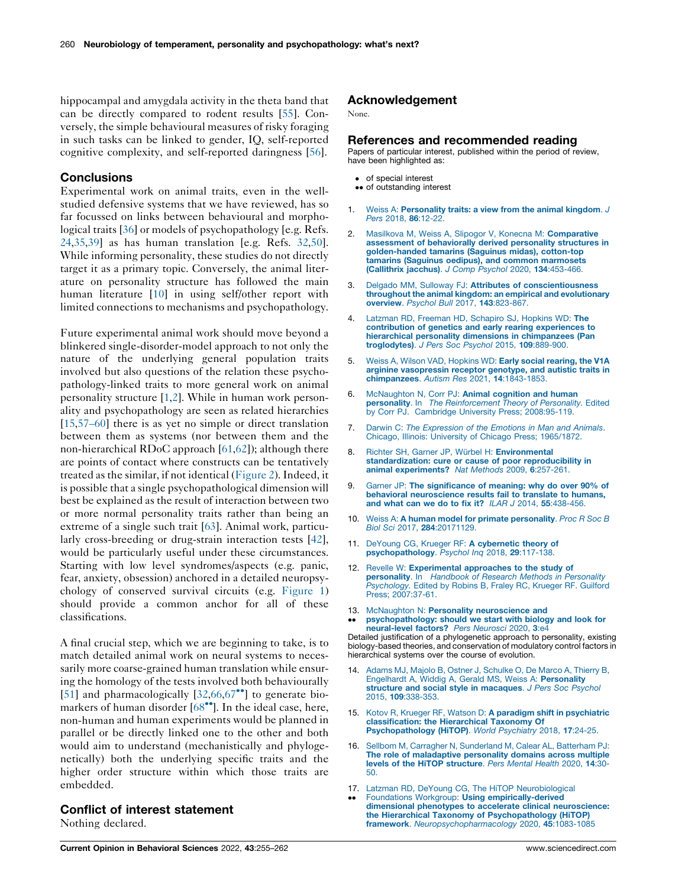hippocampal and amygdala activity in the theta band that can be directly compared to rodent results [55]. Conversely, the simple behavioural measures of risky foraging in such tasks can be linked to gender, IQ, self-reported cognitive complexity, and self-reported daringness [56].

## Conclusions

Experimental work on animal traits, even in the well-studied defensive systems that we have reviewed, has so far focussed on links between behavioural and morphological traits [36] or models of psychopathology [e.g. Refs. 24,35,39] as has human translation [e.g. Refs. 32,50]. While informing personality, these studies do not directly target it as a primary topic. Conversely, the animal literature on personality structure has followed the main human literature [10] in using self/other report with limited connections to mechanisms and psychopathology.

Future experimental animal work should move beyond a blinkered single-disorder-model approach to not only the nature of the underlying general population traits involved but also questions of the relation these psychopathology-linked traits to more general work on animal personality structure [1,2]. While in human work personality and psychopathology are seen as related hierarchies [15,57–60] there is as yet no simple or direct translation between them as systems (nor between them and the non-hierarchical RDoC approach [61,62]); although there are points of contact where constructs can be tentatively treated as the similar, if not identical (Figure 2). Indeed, it is possible that a single psychopathological dimension will best be explained as the result of interaction between two or more normal personality traits rather than being an extreme of a single such trait [63]. Animal work, particularly cross-breeding or drug-strain interaction tests [42], would be particularly useful under these circumstances. Starting with low level syndromes/aspects (e.g. panic, fear, anxiety, obsession) anchored in a detailed neuropsychology of conserved survival circuits (e.g. Figure 1) should provide a common anchor for all of these classifications.

A final crucial step, which we are beginning to take, is to match detailed animal work on neural systems to necessarily more coarse-grained human translation while ensuring the homology of the tests involved both behaviourally [51] and pharmacologically [32,66,67••] to generate biomarkers of human disorder [68••]. In the ideal case, here, non-human and human experiments would be planned in parallel or be directly linked one to the other and both would aim to understand (mechanistically and phylogenetically) both the underlying specific traits and the higher order structure within which those traits are embedded.

## Conflict of interest statement

Nothing declared.

## Acknowledgement

None.

## References and recommended reading

Papers of particular interest, published within the period of review, have been highlighted as:

- of special interest
- •• of outstanding interest

1. Weiss A: **Personality traits: a view from the animal kingdom**. *J Pers* 2018, **86**:12-22.
2. Masilkova M, Weiss A, Slipogor V, Konecna M: **Comparative assessment of behaviorally derived personality structures in golden-handed tamarins (Saguinus midas), cotton-top tamarins (Saguinus oedipus), and common marmosets (Callithrix jacchus)**. *J Comp Psychol* 2020, **134**:453-466.
3. Delgado MM, Sulloway FJ: **Attributes of conscientiousness throughout the animal kingdom: an empirical and evolutionary overview**. *Psychol Bull* 2017, **143**:823-867.
4. Latzman RD, Freeman HD, Schapiro SJ, Hopkins WD: **The contribution of genetics and early rearing experiences to hierarchical personality dimensions in chimpanzees (Pan troglodytes)**. *J Pers Soc Psychol* 2015, **109**:889-900.
5. Weiss A, Wilson VAD, Hopkins WD: **Early social rearing, the V1A arginine vasopressin receptor genotype, and autistic traits in chimpanzees**. *Autism Res* 2021, **14**:1843-1853.
6. McNaughton N, Corr PJ: **Animal cognition and human personality**. In *The Reinforcement Theory of Personality*. Edited by Corr PJ. Cambridge University Press; 2008:95-119.
7. Darwin C: *The Expression of the Emotions in Man and Animals*. Chicago, Illinois: University of Chicago Press; 1965/1872.
8. Richter SH, Garner JP, Würbel H: **Environmental standardization: cure or cause of poor reproducibility in animal experiments?** *Nat Methods* 2009, **6**:257-261.
9. Garner JP: **The significance of meaning: why do over 90% of behavioral neuroscience results fail to translate to humans, and what can we do to fix it?** *ILAR J* 2014, **55**:438-456.
10. Weiss A: **A human model for primate personality**. *Proc R Soc B Biol Sci* 2017, **284**:20171129.
11. DeYoung CG, Krueger RF: **A cybernetic theory of psychopathology**. *Psychol Inq* 2018, **29**:117-138.
12. Revelle W: **Experimental approaches to the study of personality**. In *Handbook of Research Methods in Personality Psychology*. Edited by Robins B, Fraley RC, Krueger RF. Guilford Press; 2007:37-61.
13. •• McNaughton N: **Personality neuroscience and psychopathology: should we start with biology and look for neural-level factors?** *Pers Neurosci* 2020, **3**:e4
Detailed justification of a phylogenetic approach to personality, existing biology-based theories, and conservation of modulatory control factors in hierarchical systems over the course of evolution.
14. Adams MJ, Majolo B, Ostner J, Schulke O, De Marco A, Thierry B, Engelhardt A, Widdig A, Gerald MS, Weiss A: **Personality structure and social style in macaques**. *J Pers Soc Psychol* 2015, **109**:338-353.
15. Kotov R, Krueger RF, Watson D: **A paradigm shift in psychiatric classification: the Hierarchical Taxonomy Of Psychopathology (HiTOP)**. *World Psychiatry* 2018, **17**:24-25.
16. Sellbom M, Carragher N, Sunderland M, Calear AL, Batterham PJ: **The role of maladaptive personality domains across multiple levels of the HiTOP structure**. *Pers Mental Health* 2020, **14**:30-50.
17. •• Latzman RD, DeYoung CG, The HiTOP Neurobiological Foundations Workgroup: **Using empirically-derived dimensional phenotypes to accelerate clinical neuroscience: the Hierarchical Taxonomy of Psychopathology (HiTOP) framework**. *Neuropsychopharmacology* 2020, **45**:1083-1085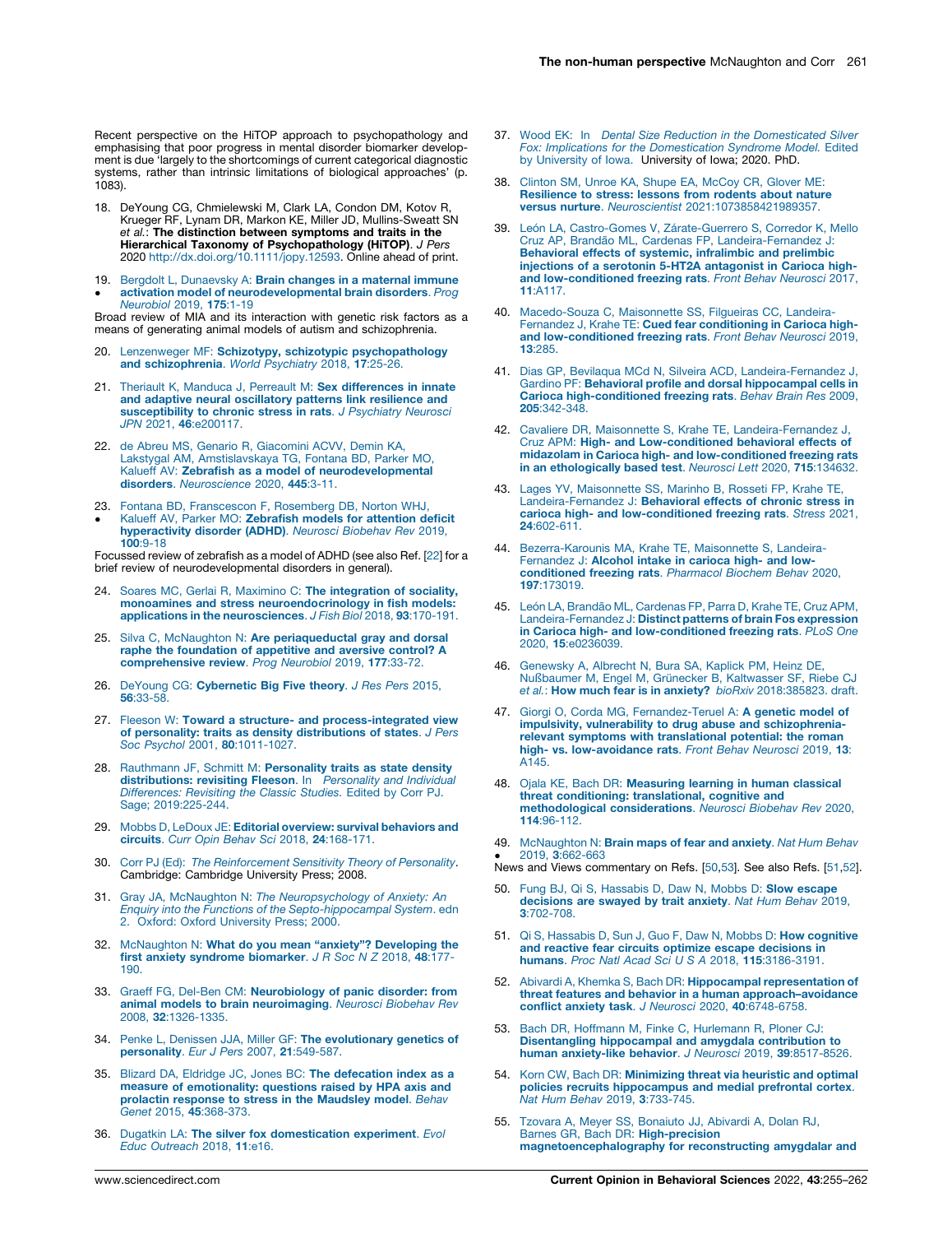Recent perspective on the HiTOP approach to psychopathology and emphasising that poor progress in mental disorder biomarker development is due 'largely to the shortcomings of current categorical diagnostic systems, rather than intrinsic limitations of biological approaches' (p. 1083).

18. DeYoung CG, Chmielewski M, Clark LA, Condon DM, Kotov R, Krueger RF, Lynam DR, Markon KE, Miller JD, Mullins-Sweatt SN *et al.*: **The distinction between symptoms and traits in the Hierarchical Taxonomy of Psychopathology (HiTOP)**. *J Pers* 2020 http://dx.doi.org/10.1111/jopy.12593. Online ahead of print.

19. • Bergdolt L, Dunaevsky A: **Brain changes in a maternal immune activation model of neurodevelopmental brain disorders**. *Prog Neurobiol* 2019, **175**:1-19

Broad review of MIA and its interaction with genetic risk factors as a means of generating animal models of autism and schizophrenia.

20. Lenzenweger MF: **Schizotypy, schizotypic psychopathology and schizophrenia**. *World Psychiatry* 2018, **17**:25-26.

21. Theriault K, Manduca J, Perreault M: **Sex differences in innate and adaptive neural oscillatory patterns link resilience and susceptibility to chronic stress in rats**. *J Psychiatry Neurosci JPN* 2021, **46**:e200117.

22. de Abreu MS, Genario R, Giacomini ACVV, Demin KA, Lakstygal AM, Amstislavskaya TG, Fontana BD, Parker MO, Kalueff AV: **Zebrafish as a model of neurodevelopmental disorders**. *Neuroscience* 2020, **445**:3-11.

23. • Fontana BD, Franscescon F, Rosemberg DB, Norton WHJ, Kalueff AV, Parker MO: **Zebrafish models for attention deficit hyperactivity disorder (ADHD)**. *Neurosci Biobehav Rev* 2019, **100**:9-18

Focussed review of zebrafish as a model of ADHD (see also Ref. [22] for a brief review of neurodevelopmental disorders in general).

24. Soares MC, Gerlai R, Maximino C: **The integration of sociality, monoamines and stress neuroendocrinology in fish models: applications in the neurosciences**. *J Fish Biol* 2018, **93**:170-191.

25. Silva C, McNaughton N: **Are periaqueductal gray and dorsal raphe the foundation of appetitive and aversive control? A comprehensive review**. *Prog Neurobiol* 2019, **177**:33-72.

26. DeYoung CG: **Cybernetic Big Five theory**. *J Res Pers* 2015, **56**:33-58.

27. Fleeson W: **Toward a structure- and process-integrated view of personality: traits as density distributions of states**. *J Pers Soc Psychol* 2001, **80**:1011-1027.

28. Rauthmann JF, Schmitt M: **Personality traits as state density distributions: revisiting Fleeson**. In *Personality and Individual Differences: Revisiting the Classic Studies.* Edited by Corr PJ. Sage; 2019:225-244.

29. Mobbs D, LeDoux JE: **Editorial overview: survival behaviors and circuits**. *Curr Opin Behav Sci* 2018, **24**:168-171.

30. Corr PJ (Ed): *The Reinforcement Sensitivity Theory of Personality*. Cambridge: Cambridge University Press; 2008.

31. Gray JA, McNaughton N: *The Neuropsychology of Anxiety: An Enquiry into the Functions of the Septo-hippocampal System*. edn 2. Oxford: Oxford University Press; 2000.

32. McNaughton N: **What do you mean "anxiety"? Developing the first anxiety syndrome biomarker**. *J R Soc N Z* 2018, **48**:177-190.

33. Graeff FG, Del-Ben CM: **Neurobiology of panic disorder: from animal models to brain neuroimaging**. *Neurosci Biobehav Rev* 2008, **32**:1326-1335.

34. Penke L, Denissen JJA, Miller GF: **The evolutionary genetics of personality**. *Eur J Pers* 2007, **21**:549-587.

35. Blizard DA, Eldridge JC, Jones BC: **The defecation index as a measure of emotionality: questions raised by HPA axis and prolactin response to stress in the Maudsley model**. *Behav Genet* 2015, **45**:368-373.

36. Dugatkin LA: **The silver fox domestication experiment**. *Evol Educ Outreach* 2018, **11**:e16.

37. Wood EK: In *Dental Size Reduction in the Domesticated Silver Fox: Implications for the Domestication Syndrome Model.* Edited by University of Iowa. University of Iowa; 2020. PhD.

38. Clinton SM, Unroe KA, Shupe EA, McCoy CR, Glover ME: **Resilience to stress: lessons from rodents about nature versus nurture**. *Neuroscientist* 2021:1073858421989357.

39. León LA, Castro-Gomes V, Zárate-Guerrero S, Corredor K, Mello Cruz AP, Brandão ML, Cardenas FP, Landeira-Fernandez J: **Behavioral effects of systemic, infralimbic and prelimbic injections of a serotonin 5-HT2A antagonist in Carioca high- and low-conditioned freezing rats**. *Front Behav Neurosci* 2017, **11**:A117.

40. Macedo-Souza C, Maisonnette SS, Filgueiras CC, Landeira-Fernandez J, Krahe TE: **Cued fear conditioning in Carioca high- and low-conditioned freezing rats**. *Front Behav Neurosci* 2019, **13**:285.

41. Dias GP, Bevilaqua MCd N, Silveira ACD, Landeira-Fernandez J, Gardino PF: **Behavioral profile and dorsal hippocampal cells in Carioca high-conditioned freezing rats**. *Behav Brain Res* 2009, **205**:342-348.

42. Cavaliere DR, Maisonnette S, Krahe TE, Landeira-Fernandez J, Cruz APM: **High- and Low-conditioned behavioral effects of midazolam in Carioca high- and low-conditioned freezing rats in an ethologically based test**. *Neurosci Lett* 2020, **715**:134632.

43. Lages YV, Maisonnette SS, Marinho B, Rosseti FP, Krahe TE, Landeira-Fernandez J: **Behavioral effects of chronic stress in carioca high- and low-conditioned freezing rats**. *Stress* 2021, **24**:602-611.

44. Bezerra-Karounis MA, Krahe TE, Maisonnette S, Landeira-Fernandez J: **Alcohol intake in carioca high- and low-conditioned freezing rats**. *Pharmacol Biochem Behav* 2020, **197**:173019.

45. León LA, Brandão ML, Cardenas FP, Parra D, Krahe TE, Cruz APM, Landeira-Fernandez J: **Distinct patterns of brain Fos expression in Carioca high- and low-conditioned freezing rats**. *PLoS One* 2020, **15**:e0236039.

46. Genewsky A, Albrecht N, Bura SA, Kaplick PM, Heinz DE, Nußbaumer M, Engel M, Grünecker B, Kaltwasser SF, Riebe CJ *et al.*: **How much fear is in anxiety?** *bioRxiv* 2018:385823. draft.

47. Giorgi O, Corda MG, Fernandez-Teruel A: **A genetic model of impulsivity, vulnerability to drug abuse and schizophrenia-relevant symptoms with translational potential: the roman high- vs. low-avoidance rats**. *Front Behav Neurosci* 2019, **13**: A145.

48. Ojala KE, Bach DR: **Measuring learning in human classical threat conditioning: translational, cognitive and methodological considerations**. *Neurosci Biobehav Rev* 2020, **114**:96-112.

49. • McNaughton N: **Brain maps of fear and anxiety**. *Nat Hum Behav* 2019, **3**:662-663

News and Views commentary on Refs. [50,53]. See also Refs. [51,52].

50. Fung BJ, Qi S, Hassabis D, Daw N, Mobbs D: **Slow escape decisions are swayed by trait anxiety**. *Nat Hum Behav* 2019, **3**:702-708.

51. Qi S, Hassabis D, Sun J, Guo F, Daw N, Mobbs D: **How cognitive and reactive fear circuits optimize escape decisions in humans**. *Proc Natl Acad Sci U S A* 2018, **115**:3186-3191.

52. Abivardi A, Khemka S, Bach DR: **Hippocampal representation of threat features and behavior in a human approach–avoidance conflict anxiety task**. *J Neurosci* 2020, **40**:6748-6758.

53. Bach DR, Hoffmann M, Finke C, Hurlemann R, Ploner CJ: **Disentangling hippocampal and amygdala contribution to human anxiety-like behavior**. *J Neurosci* 2019, **39**:8517-8526.

54. Korn CW, Bach DR: **Minimizing threat via heuristic and optimal policies recruits hippocampus and medial prefrontal cortex**. *Nat Hum Behav* 2019, **3**:733-745.

55. Tzovara A, Meyer SS, Bonaiuto JJ, Abivardi A, Dolan RJ, Barnes GR, Bach DR: **High-precision magnetoencephalography for reconstructing amygdalar and**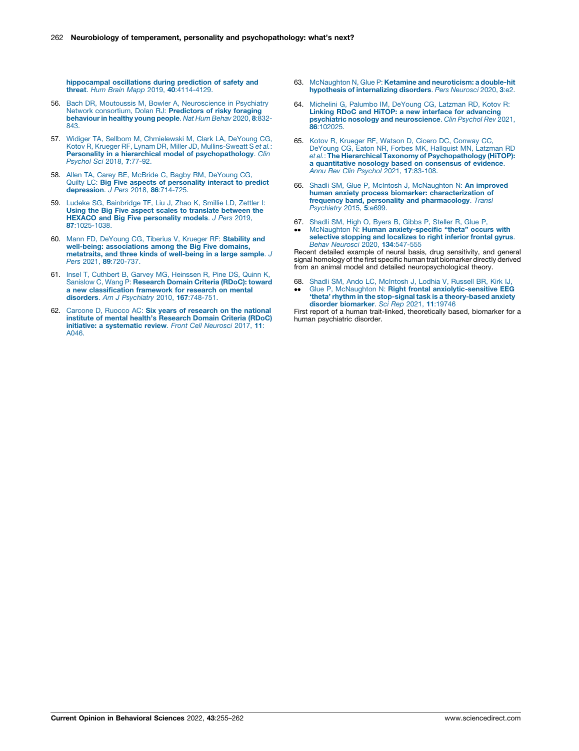hippocampal oscillations during prediction of safety and threat. *Hum Brain Mapp* 2019, **40**:4114-4129.

56. Bach DR, Moutoussis M, Bowler A, Neuroscience in Psychiatry Network consortium, Dolan RJ: **Predictors of risky foraging behaviour in healthy young people**. *Nat Hum Behav* 2020, **8**:832-843.

57. Widiger TA, Sellbom M, Chmielewski M, Clark LA, DeYoung CG, Kotov R, Krueger RF, Lynam DR, Miller JD, Mullins-Sweatt S *et al.*: **Personality in a hierarchical model of psychopathology**. *Clin Psychol Sci* 2018, **7**:77-92.

58. Allen TA, Carey BE, McBride C, Bagby RM, DeYoung CG, Quilty LC: **Big Five aspects of personality interact to predict depression**. *J Pers* 2018, **86**:714-725.

59. Ludeke SG, Bainbridge TF, Liu J, Zhao K, Smillie LD, Zettler I: **Using the Big Five aspect scales to translate between the HEXACO and Big Five personality models**. *J Pers* 2019, **87**:1025-1038.

60. Mann FD, DeYoung CG, Tiberius V, Krueger RF: **Stability and well-being: associations among the Big Five domains, metatraits, and three kinds of well-being in a large sample**. *J Pers* 2021, **89**:720-737.

61. Insel T, Cuthbert B, Garvey MG, Heinssen R, Pine DS, Quinn K, Sanislow C, Wang P: **Research Domain Criteria (RDoC): toward a new classification framework for research on mental disorders**. *Am J Psychiatry* 2010, **167**:748-751.

62. Carcone D, Ruocco AC: **Six years of research on the national institute of mental health's Research Domain Criteria (RDoC) initiative: a systematic review**. *Front Cell Neurosci* 2017, **11**: A046.

63. McNaughton N, Glue P: **Ketamine and neuroticism: a double-hit hypothesis of internalizing disorders**. *Pers Neurosci* 2020, **3**:e2.

64. Michelini G, Palumbo IM, DeYoung CG, Latzman RD, Kotov R: **Linking RDoC and HiTOP: a new interface for advancing psychiatric nosology and neuroscience**. *Clin Psychol Rev* 2021, **86**:102025.

65. Kotov R, Krueger RF, Watson D, Cicero DC, Conway CC, DeYoung CG, Eaton NR, Forbes MK, Hallquist MN, Latzman RD *et al.*: **The Hierarchical Taxonomy of Psychopathology (HiTOP): a quantitative nosology based on consensus of evidence**. *Annu Rev Clin Psychol* 2021, **17**:83-108.

66. Shadli SM, Glue P, McIntosh J, McNaughton N: **An improved human anxiety process biomarker: characterization of frequency band, personality and pharmacology**. *Transl Psychiatry* 2015, **5**:e699.

67. •• Shadli SM, High O, Byers B, Gibbs P, Steller R, Glue P, McNaughton N: **Human anxiety-specific "theta" occurs with selective stopping and localizes to right inferior frontal gyrus**. *Behav Neurosci* 2020, **134**:547-555

Recent detailed example of neural basis, drug sensitivity, and general signal homology of the first specific human trait biomarker directly derived from an animal model and detailed neuropsychological theory.

68. •• Shadli SM, Ando LC, McIntosh J, Lodhia V, Russell BR, Kirk IJ, Glue P, McNaughton N: **Right frontal anxiolytic-sensitive EEG 'theta' rhythm in the stop-signal task is a theory-based anxiety disorder biomarker**. *Sci Rep* 2021, **11**:19746

First report of a human trait-linked, theoretically based, biomarker for a human psychiatric disorder.